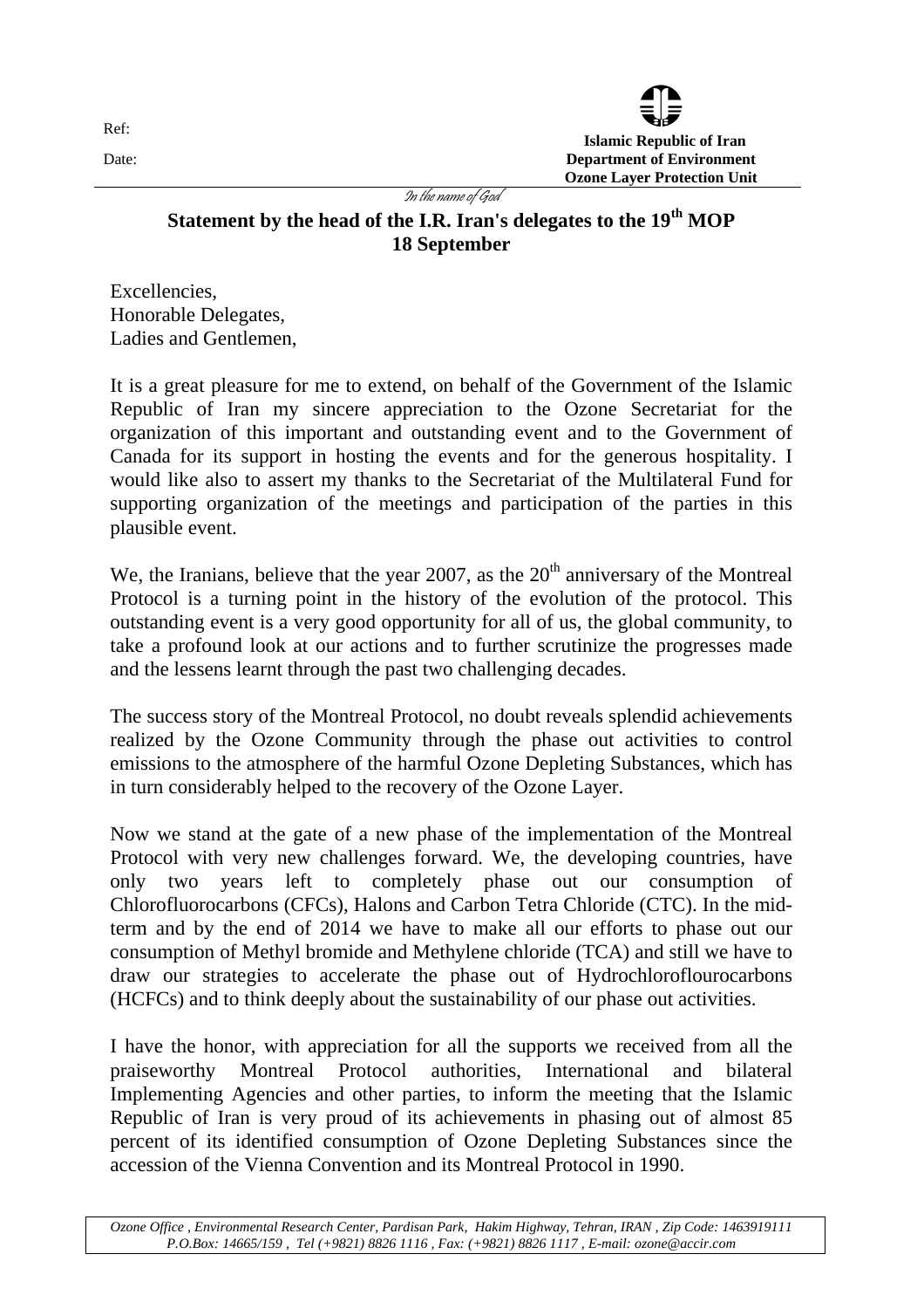Ref:

Date:

**Islamic Republic of Iran**
**Department of Environment**
**Ozone Layer Protection Unit**

*In the name of God*

## Statement by the head of the I.R. Iran's delegates to the 19th MOP 18 September

Excellencies,
Honorable Delegates,
Ladies and Gentlemen,

It is a great pleasure for me to extend, on behalf of the Government of the Islamic Republic of Iran my sincere appreciation to the Ozone Secretariat for the organization of this important and outstanding event and to the Government of Canada for its support in hosting the events and for the generous hospitality. I would like also to assert my thanks to the Secretariat of the Multilateral Fund for supporting organization of the meetings and participation of the parties in this plausible event.

We, the Iranians, believe that the year 2007, as the 20th anniversary of the Montreal Protocol is a turning point in the history of the evolution of the protocol. This outstanding event is a very good opportunity for all of us, the global community, to take a profound look at our actions and to further scrutinize the progresses made and the lessens learnt through the past two challenging decades.

The success story of the Montreal Protocol, no doubt reveals splendid achievements realized by the Ozone Community through the phase out activities to control emissions to the atmosphere of the harmful Ozone Depleting Substances, which has in turn considerably helped to the recovery of the Ozone Layer.

Now we stand at the gate of a new phase of the implementation of the Montreal Protocol with very new challenges forward. We, the developing countries, have only two years left to completely phase out our consumption of Chlorofluorocarbons (CFCs), Halons and Carbon Tetra Chloride (CTC). In the mid-term and by the end of 2014 we have to make all our efforts to phase out our consumption of Methyl bromide and Methylene chloride (TCA) and still we have to draw our strategies to accelerate the phase out of Hydrochloroflourocarbons (HCFCs) and to think deeply about the sustainability of our phase out activities.

I have the honor, with appreciation for all the supports we received from all the praiseworthy Montreal Protocol authorities, International and bilateral Implementing Agencies and other parties, to inform the meeting that the Islamic Republic of Iran is very proud of its achievements in phasing out of almost 85 percent of its identified consumption of Ozone Depleting Substances since the accession of the Vienna Convention and its Montreal Protocol in 1990.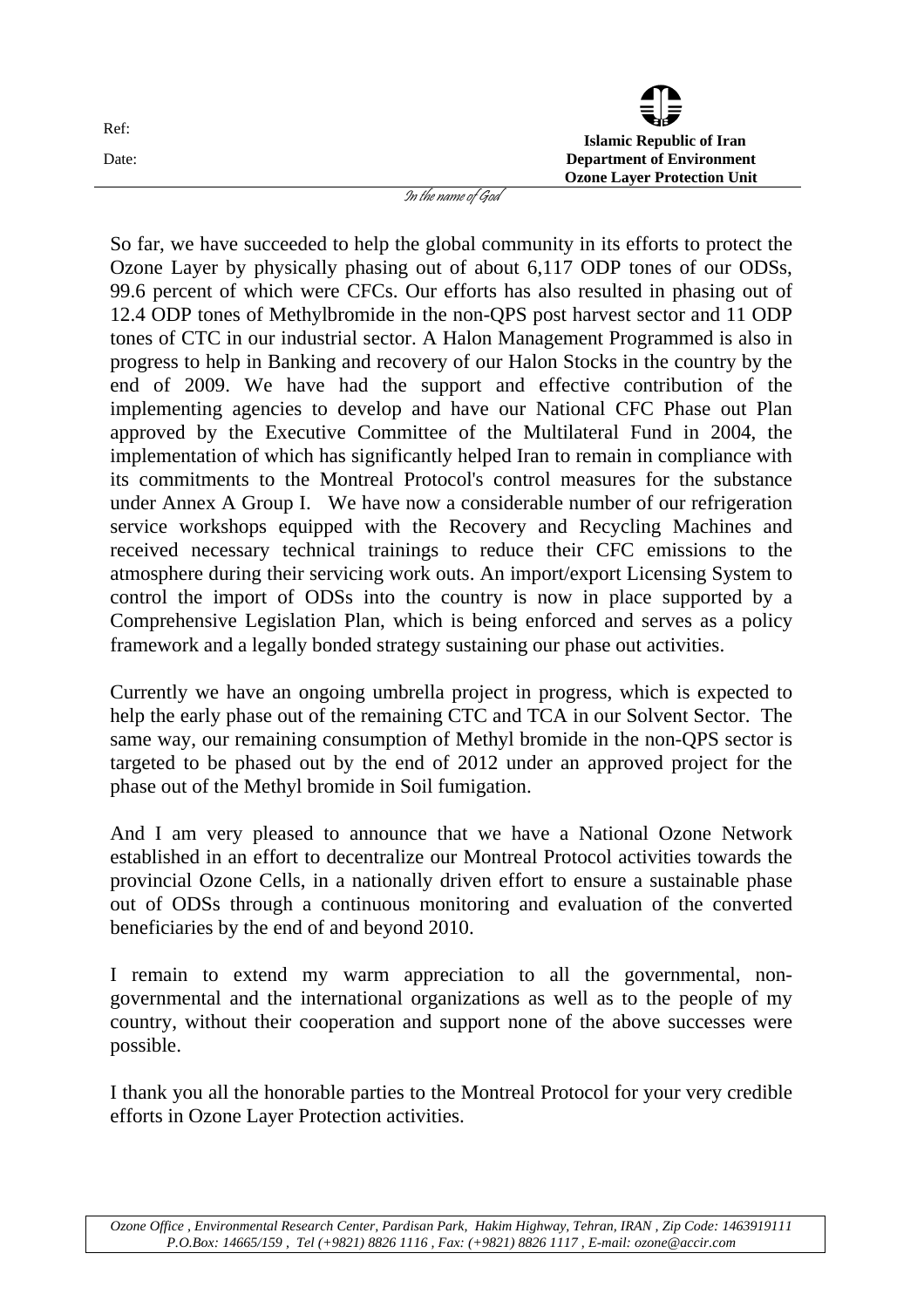So far, we have succeeded to help the global community in its efforts to protect the Ozone Layer by physically phasing out of about 6,117 ODP tones of our ODSs, 99.6 percent of which were CFCs. Our efforts has also resulted in phasing out of 12.4 ODP tones of Methylbromide in the non-QPS post harvest sector and 11 ODP tones of CTC in our industrial sector. A Halon Management Programmed is also in progress to help in Banking and recovery of our Halon Stocks in the country by the end of 2009. We have had the support and effective contribution of the implementing agencies to develop and have our National CFC Phase out Plan approved by the Executive Committee of the Multilateral Fund in 2004, the implementation of which has significantly helped Iran to remain in compliance with its commitments to the Montreal Protocol's control measures for the substance under Annex A Group I. We have now a considerable number of our refrigeration service workshops equipped with the Recovery and Recycling Machines and received necessary technical trainings to reduce their CFC emissions to the atmosphere during their servicing work outs. An import/export Licensing System to control the import of ODSs into the country is now in place supported by a Comprehensive Legislation Plan, which is being enforced and serves as a policy framework and a legally bonded strategy sustaining our phase out activities.

Currently we have an ongoing umbrella project in progress, which is expected to help the early phase out of the remaining CTC and TCA in our Solvent Sector. The same way, our remaining consumption of Methyl bromide in the non-QPS sector is targeted to be phased out by the end of 2012 under an approved project for the phase out of the Methyl bromide in Soil fumigation.

And I am very pleased to announce that we have a National Ozone Network established in an effort to decentralize our Montreal Protocol activities towards the provincial Ozone Cells, in a nationally driven effort to ensure a sustainable phase out of ODSs through a continuous monitoring and evaluation of the converted beneficiaries by the end of and beyond 2010.

I remain to extend my warm appreciation to all the governmental, non-governmental and the international organizations as well as to the people of my country, without their cooperation and support none of the above successes were possible.

I thank you all the honorable parties to the Montreal Protocol for your very credible efforts in Ozone Layer Protection activities.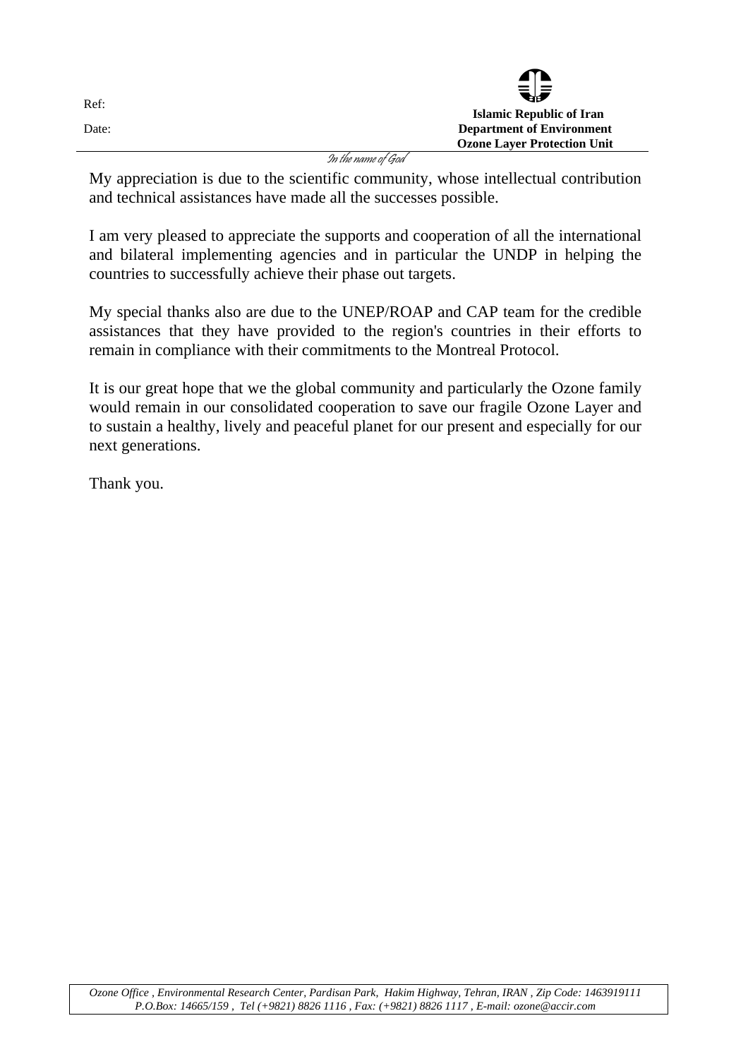Ref:

Date:

**Islamic Republic of Iran**
**Department of Environment**
**Ozone Layer Protection Unit**

*In the name of God*

My appreciation is due to the scientific community, whose intellectual contribution and technical assistances have made all the successes possible.

I am very pleased to appreciate the supports and cooperation of all the international and bilateral implementing agencies and in particular the UNDP in helping the countries to successfully achieve their phase out targets.

My special thanks also are due to the UNEP/ROAP and CAP team for the credible assistances that they have provided to the region's countries in their efforts to remain in compliance with their commitments to the Montreal Protocol.

It is our great hope that we the global community and particularly the Ozone family would remain in our consolidated cooperation to save our fragile Ozone Layer and to sustain a healthy, lively and peaceful planet for our present and especially for our next generations.

Thank you.

*Ozone Office , Environmental Research Center, Pardisan Park, Hakim Highway, Tehran, IRAN , Zip Code: 1463919111*
*P.O.Box: 14665/159 , Tel (+9821) 8826 1116 , Fax: (+9821) 8826 1117 , E-mail: ozone@accir.com*